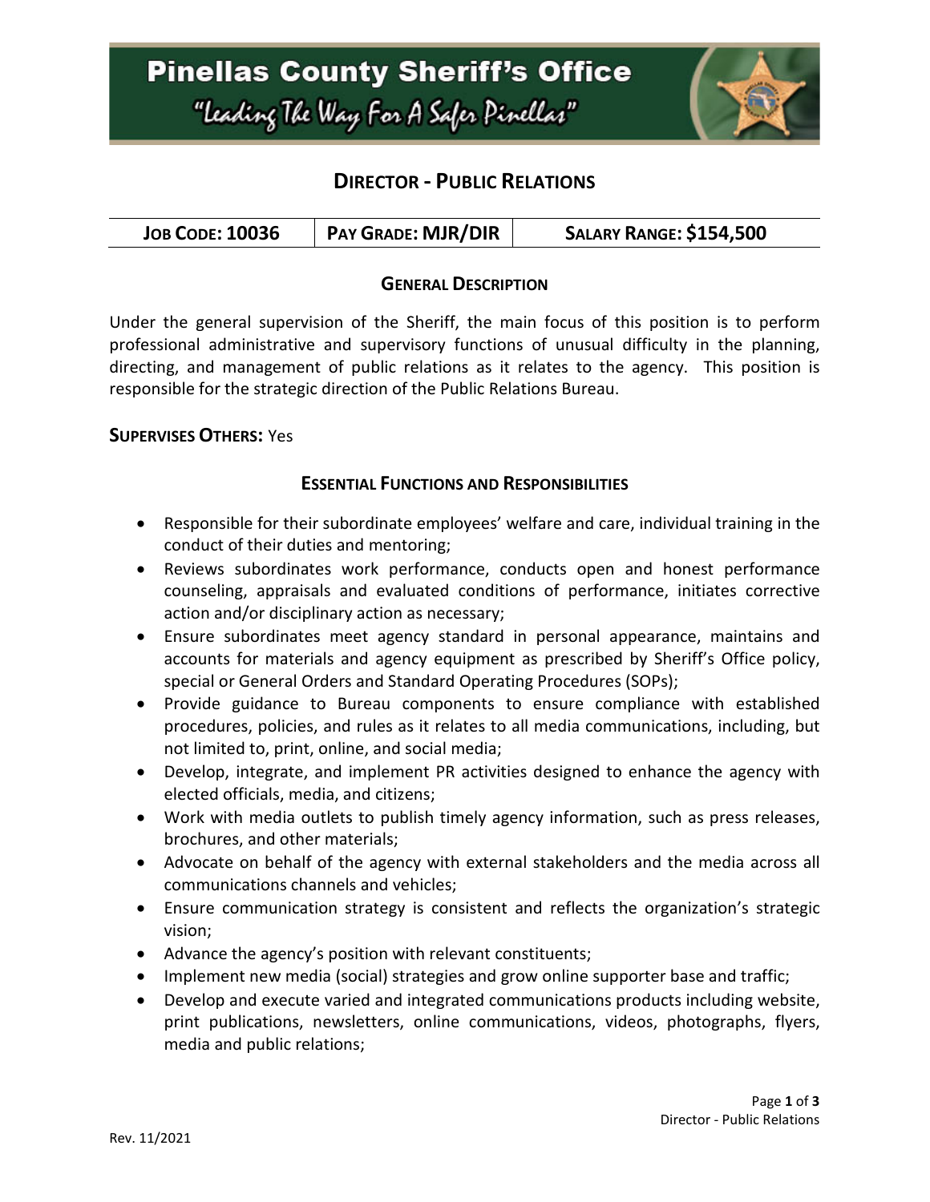# Pinellas County Sheriff's Office

"Leading The Way For A Safer Pinellas"

## DIRECTOR - PUBLIC RELATIONS

| JOB CODE: 10036 | PAY GRADE: MJR/DIR | SALARY RANGE: $154,500 |
|---|---|---|

### GENERAL DESCRIPTION

Under the general supervision of the Sheriff, the main focus of this position is to perform professional administrative and supervisory functions of unusual difficulty in the planning, directing, and management of public relations as it relates to the agency. This position is responsible for the strategic direction of the Public Relations Bureau.

**SUPERVISES OTHERS:** Yes

### ESSENTIAL FUNCTIONS AND RESPONSIBILITIES

- Responsible for their subordinate employees' welfare and care, individual training in the conduct of their duties and mentoring;
- Reviews subordinates work performance, conducts open and honest performance counseling, appraisals and evaluated conditions of performance, initiates corrective action and/or disciplinary action as necessary;
- Ensure subordinates meet agency standard in personal appearance, maintains and accounts for materials and agency equipment as prescribed by Sheriff's Office policy, special or General Orders and Standard Operating Procedures (SOPs);
- Provide guidance to Bureau components to ensure compliance with established procedures, policies, and rules as it relates to all media communications, including, but not limited to, print, online, and social media;
- Develop, integrate, and implement PR activities designed to enhance the agency with elected officials, media, and citizens;
- Work with media outlets to publish timely agency information, such as press releases, brochures, and other materials;
- Advocate on behalf of the agency with external stakeholders and the media across all communications channels and vehicles;
- Ensure communication strategy is consistent and reflects the organization's strategic vision;
- Advance the agency's position with relevant constituents;
- Implement new media (social) strategies and grow online supporter base and traffic;
- Develop and execute varied and integrated communications products including website, print publications, newsletters, online communications, videos, photographs, flyers, media and public relations;

Rev. 11/2021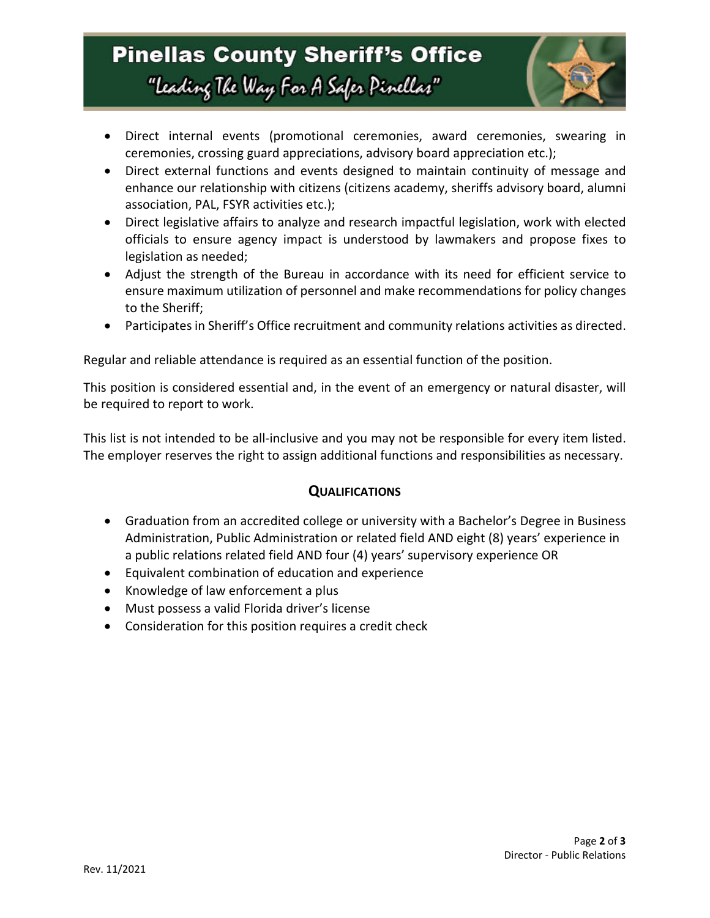- Direct internal events (promotional ceremonies, award ceremonies, swearing in ceremonies, crossing guard appreciations, advisory board appreciation etc.);
- Direct external functions and events designed to maintain continuity of message and enhance our relationship with citizens (citizens academy, sheriffs advisory board, alumni association, PAL, FSYR activities etc.);
- Direct legislative affairs to analyze and research impactful legislation, work with elected officials to ensure agency impact is understood by lawmakers and propose fixes to legislation as needed;
- Adjust the strength of the Bureau in accordance with its need for efficient service to ensure maximum utilization of personnel and make recommendations for policy changes to the Sheriff;
- Participates in Sheriff's Office recruitment and community relations activities as directed.

Regular and reliable attendance is required as an essential function of the position.

This position is considered essential and, in the event of an emergency or natural disaster, will be required to report to work.

This list is not intended to be all-inclusive and you may not be responsible for every item listed. The employer reserves the right to assign additional functions and responsibilities as necessary.

## QUALIFICATIONS

- Graduation from an accredited college or university with a Bachelor's Degree in Business Administration, Public Administration or related field AND eight (8) years' experience in a public relations related field AND four (4) years' supervisory experience OR
- Equivalent combination of education and experience
- Knowledge of law enforcement a plus
- Must possess a valid Florida driver's license
- Consideration for this position requires a credit check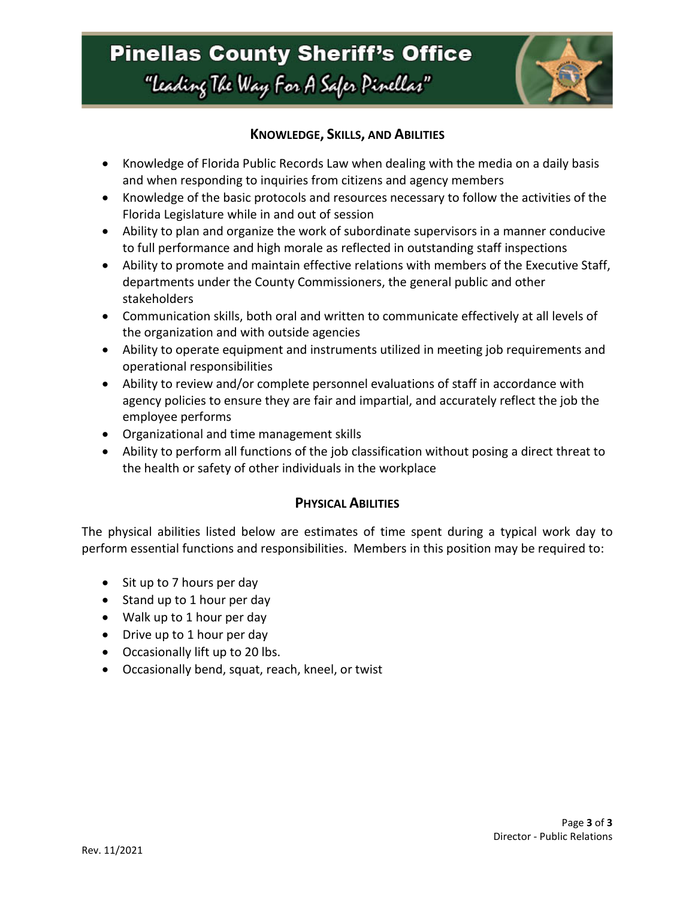## KNOWLEDGE, SKILLS, AND ABILITIES

- Knowledge of Florida Public Records Law when dealing with the media on a daily basis and when responding to inquiries from citizens and agency members
- Knowledge of the basic protocols and resources necessary to follow the activities of the Florida Legislature while in and out of session
- Ability to plan and organize the work of subordinate supervisors in a manner conducive to full performance and high morale as reflected in outstanding staff inspections
- Ability to promote and maintain effective relations with members of the Executive Staff, departments under the County Commissioners, the general public and other stakeholders
- Communication skills, both oral and written to communicate effectively at all levels of the organization and with outside agencies
- Ability to operate equipment and instruments utilized in meeting job requirements and operational responsibilities
- Ability to review and/or complete personnel evaluations of staff in accordance with agency policies to ensure they are fair and impartial, and accurately reflect the job the employee performs
- Organizational and time management skills
- Ability to perform all functions of the job classification without posing a direct threat to the health or safety of other individuals in the workplace

## PHYSICAL ABILITIES

The physical abilities listed below are estimates of time spent during a typical work day to perform essential functions and responsibilities. Members in this position may be required to:

- Sit up to 7 hours per day
- Stand up to 1 hour per day
- Walk up to 1 hour per day
- Drive up to 1 hour per day
- Occasionally lift up to 20 lbs.
- Occasionally bend, squat, reach, kneel, or twist

Director - Public Relations

Rev. 11/2021